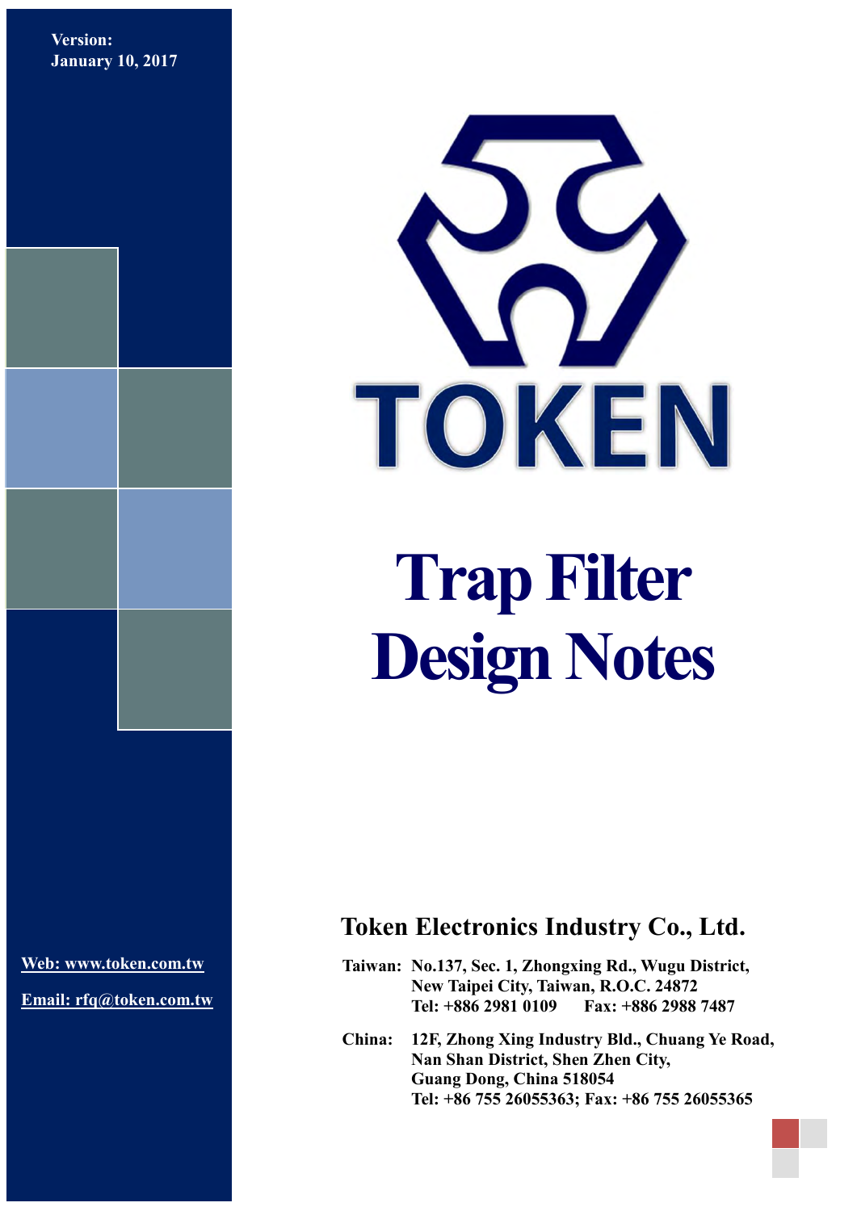**Version:**
**January 10, 2017**

TOKEN

# Trap Filter Design Notes

## Token Electronics Industry Co., Ltd.

**Taiwan:** No.137, Sec. 1, Zhongxing Rd., Wugu District,
New Taipei City, Taiwan, R.O.C. 24872
Tel: +886 2981 0109  Fax: +886 2988 7487

**China:** 12F, Zhong Xing Industry Bld., Chuang Ye Road,
Nan Shan District, Shen Zhen City,
Guang Dong, China 518054
Tel: +86 755 26055363; Fax: +86 755 26055365

Web: www.token.com.tw

Email: rfq@token.com.tw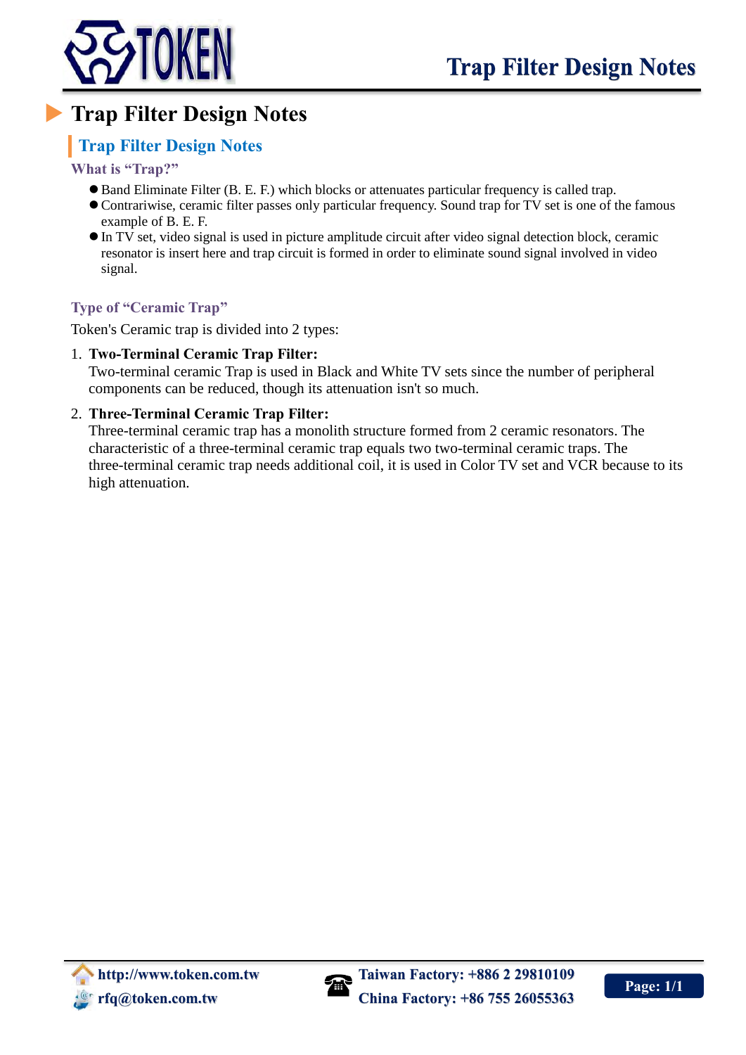# Trap Filter Design Notes

## Trap Filter Design Notes

### What is "Trap?"

- Band Eliminate Filter (B. E. F.) which blocks or attenuates particular frequency is called trap.
- Contrariwise, ceramic filter passes only particular frequency. Sound trap for TV set is one of the famous example of B. E. F.
- In TV set, video signal is used in picture amplitude circuit after video signal detection block, ceramic resonator is insert here and trap circuit is formed in order to eliminate sound signal involved in video signal.

### Type of "Ceramic Trap"

Token's Ceramic trap is divided into 2 types:

1. **Two-Terminal Ceramic Trap Filter:**
   Two-terminal ceramic Trap is used in Black and White TV sets since the number of peripheral components can be reduced, though its attenuation isn't so much.

2. **Three-Terminal Ceramic Trap Filter:**
   Three-terminal ceramic trap has a monolith structure formed from 2 ceramic resonators. The characteristic of a three-terminal ceramic trap equals two two-terminal ceramic traps. The three-terminal ceramic trap needs additional coil, it is used in Color TV set and VCR because to its high attenuation.